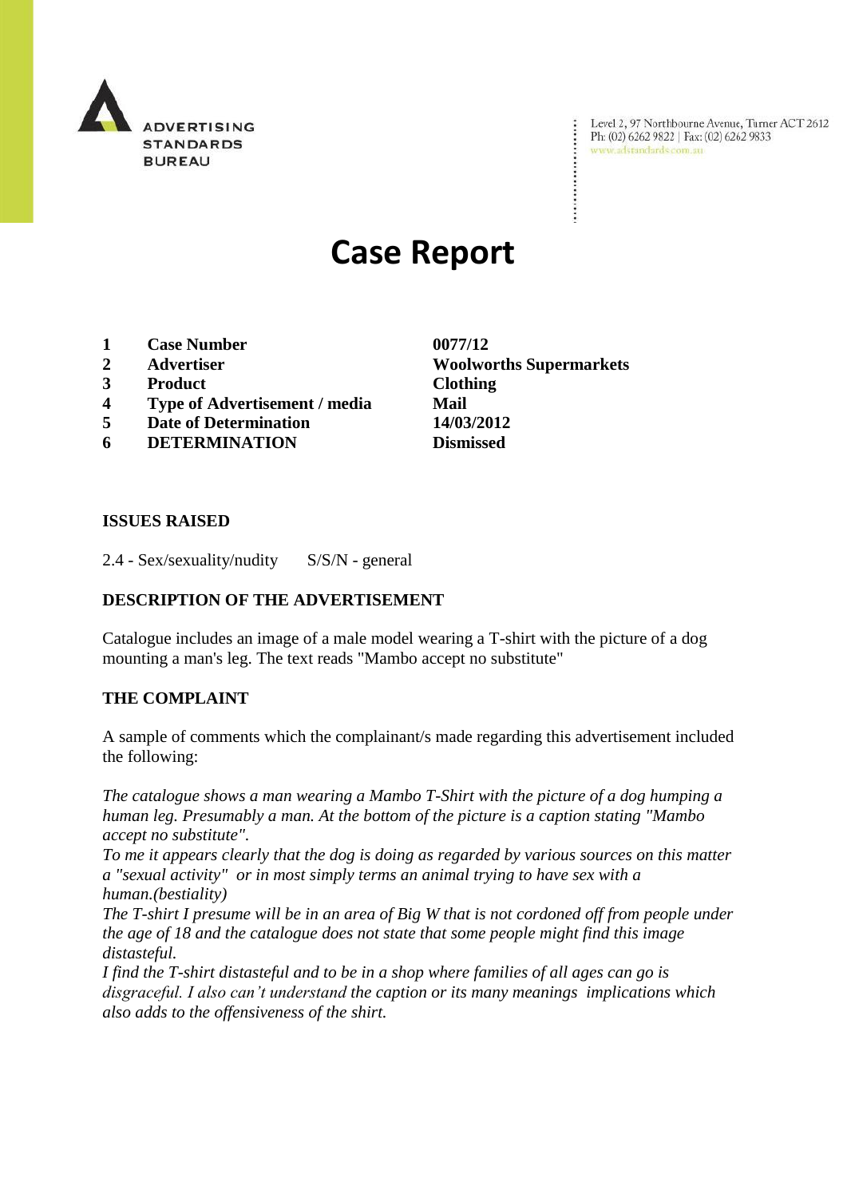ADVERTISING STANDARDS BUREAU

Level 2, 97 Northbourne Avenue, Turner ACT 2612
Ph: (02) 6262 9822 | Fax: (02) 6262 9833
www.adstandards.com.au

# Case Report

| | | |
|---|---|---|
| **1** | **Case Number** | **0077/12** |
| **2** | **Advertiser** | **Woolworths Supermarkets** |
| **3** | **Product** | **Clothing** |
| **4** | **Type of Advertisement / media** | **Mail** |
| **5** | **Date of Determination** | **14/03/2012** |
| **6** | **DETERMINATION** | **Dismissed** |

## ISSUES RAISED

2.4 - Sex/sexuality/nudity S/S/N - general

## DESCRIPTION OF THE ADVERTISEMENT

Catalogue includes an image of a male model wearing a T-shirt with the picture of a dog mounting a man's leg. The text reads "Mambo accept no substitute"

## THE COMPLAINT

A sample of comments which the complainant/s made regarding this advertisement included the following:

*The catalogue shows a man wearing a Mambo T-Shirt with the picture of a dog humping a human leg. Presumably a man. At the bottom of the picture is a caption stating "Mambo accept no substitute".*
*To me it appears clearly that the dog is doing as regarded by various sources on this matter a "sexual activity" or in most simply terms an animal trying to have sex with a human.(bestiality)*
*The T-shirt I presume will be in an area of Big W that is not cordoned off from people under the age of 18 and the catalogue does not state that some people might find this image distasteful.*
*I find the T-shirt distasteful and to be in a shop where families of all ages can go is disgraceful. I also can't understand the caption or its many meanings implications which also adds to the offensiveness of the shirt.*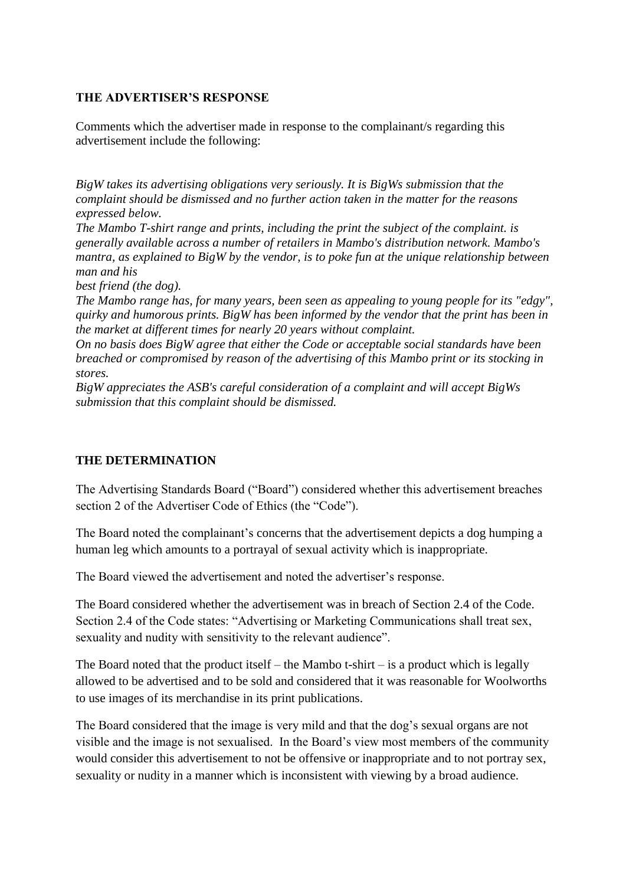**THE ADVERTISER'S RESPONSE**

Comments which the advertiser made in response to the complainant/s regarding this advertisement include the following:

*BigW takes its advertising obligations very seriously. It is BigWs submission that the complaint should be dismissed and no further action taken in the matter for the reasons expressed below.*
*The Mambo T-shirt range and prints, including the print the subject of the complaint. is generally available across a number of retailers in Mambo's distribution network. Mambo's mantra, as explained to BigW by the vendor, is to poke fun at the unique relationship between man and his*
*best friend (the dog).*
*The Mambo range has, for many years, been seen as appealing to young people for its "edgy", quirky and humorous prints. BigW has been informed by the vendor that the print has been in the market at different times for nearly 20 years without complaint.*
*On no basis does BigW agree that either the Code or acceptable social standards have been breached or compromised by reason of the advertising of this Mambo print or its stocking in stores.*
*BigW appreciates the ASB's careful consideration of a complaint and will accept BigWs submission that this complaint should be dismissed.*

**THE DETERMINATION**

The Advertising Standards Board ("Board") considered whether this advertisement breaches section 2 of the Advertiser Code of Ethics (the "Code").

The Board noted the complainant's concerns that the advertisement depicts a dog humping a human leg which amounts to a portrayal of sexual activity which is inappropriate.

The Board viewed the advertisement and noted the advertiser's response.

The Board considered whether the advertisement was in breach of Section 2.4 of the Code. Section 2.4 of the Code states: "Advertising or Marketing Communications shall treat sex, sexuality and nudity with sensitivity to the relevant audience".

The Board noted that the product itself – the Mambo t-shirt – is a product which is legally allowed to be advertised and to be sold and considered that it was reasonable for Woolworths to use images of its merchandise in its print publications.

The Board considered that the image is very mild and that the dog's sexual organs are not visible and the image is not sexualised. In the Board's view most members of the community would consider this advertisement to not be offensive or inappropriate and to not portray sex, sexuality or nudity in a manner which is inconsistent with viewing by a broad audience.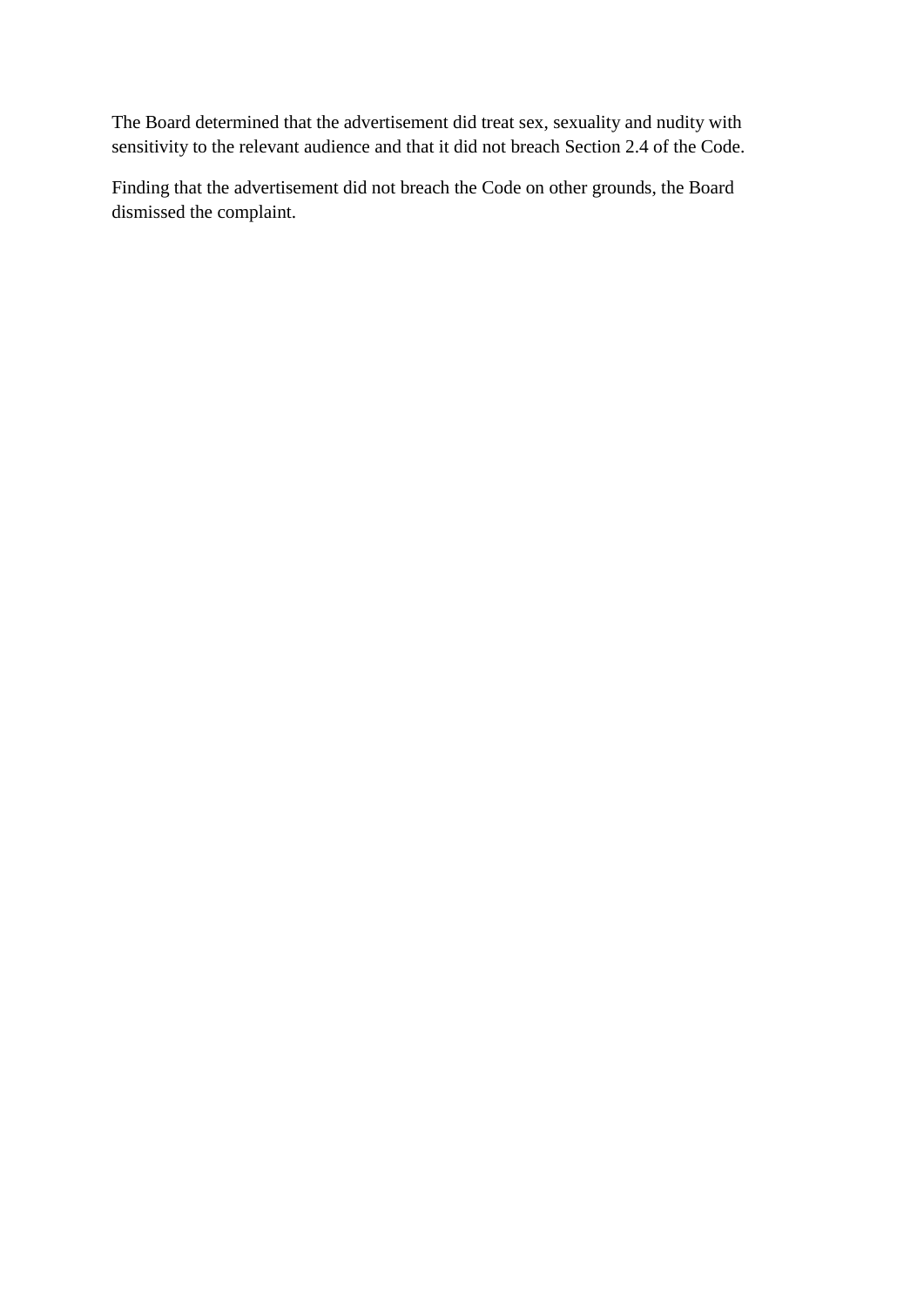The Board determined that the advertisement did treat sex, sexuality and nudity with sensitivity to the relevant audience and that it did not breach Section 2.4 of the Code.

Finding that the advertisement did not breach the Code on other grounds, the Board dismissed the complaint.